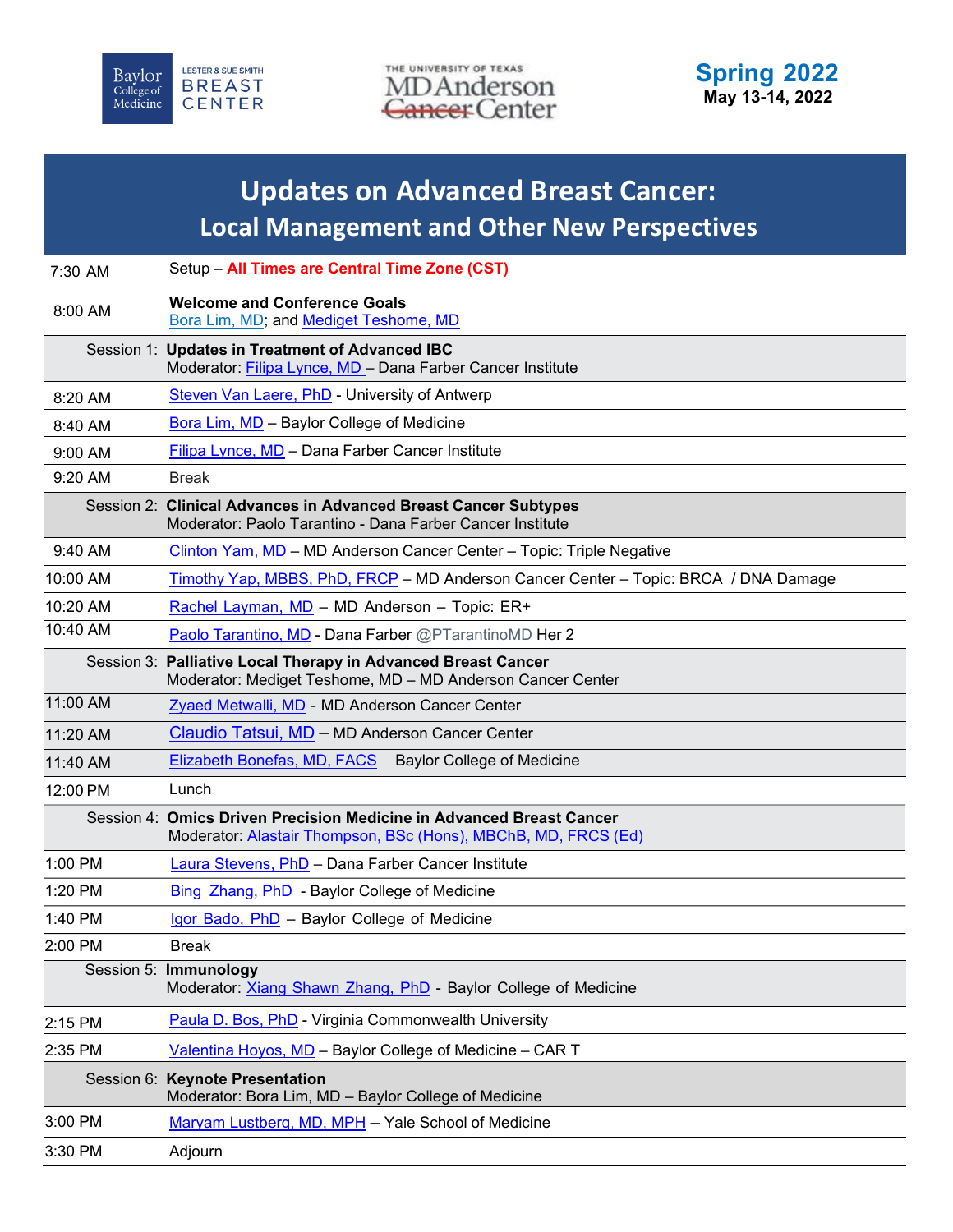Baylor College of Medicine | LESTER & SUE SMITH BREAST CENTER

THE UNIVERSITY OF TEXAS MD Anderson ~~Cancer~~ Center

**Spring 2022**
**May 13-14, 2022**

# Updates on Advanced Breast Cancer:
## Local Management and Other New Perspectives

| | |
|---|---|
| 7:30 AM | Setup – **All Times are Central Time Zone (CST)** |
| 8:00 AM | **Welcome and Conference Goals**<br>Bora Lim, MD; and Mediget Teshome, MD |
| Session 1: | **Updates in Treatment of Advanced IBC**<br>Moderator: Filipa Lynce, MD – Dana Farber Cancer Institute |
| 8:20 AM | Steven Van Laere, PhD - University of Antwerp |
| 8:40 AM | Bora Lim, MD – Baylor College of Medicine |
| 9:00 AM | Filipa Lynce, MD – Dana Farber Cancer Institute |
| 9:20 AM | Break |
| Session 2: | **Clinical Advances in Advanced Breast Cancer Subtypes**<br>Moderator: Paolo Tarantino - Dana Farber Cancer Institute |
| 9:40 AM | Clinton Yam, MD – MD Anderson Cancer Center – Topic: Triple Negative |
| 10:00 AM | Timothy Yap, MBBS, PhD, FRCP – MD Anderson Cancer Center – Topic: BRCA / DNA Damage |
| 10:20 AM | Rachel Layman, MD – MD Anderson – Topic: ER+ |
| 10:40 AM | Paolo Tarantino, MD - Dana Farber @PTarantinoMD Her 2 |
| Session 3: | **Palliative Local Therapy in Advanced Breast Cancer**<br>Moderator: Mediget Teshome, MD – MD Anderson Cancer Center |
| 11:00 AM | Zyaed Metwalli, MD - MD Anderson Cancer Center |
| 11:20 AM | Claudio Tatsui, MD – MD Anderson Cancer Center |
| 11:40 AM | Elizabeth Bonefas, MD, FACS – Baylor College of Medicine |
| 12:00 PM | Lunch |
| Session 4: | **Omics Driven Precision Medicine in Advanced Breast Cancer**<br>Moderator: Alastair Thompson, BSc (Hons), MBChB, MD, FRCS (Ed) |
| 1:00 PM | Laura Stevens, PhD – Dana Farber Cancer Institute |
| 1:20 PM | Bing Zhang, PhD - Baylor College of Medicine |
| 1:40 PM | Igor Bado, PhD – Baylor College of Medicine |
| 2:00 PM | Break |
| Session 5: | **Immunology**<br>Moderator: Xiang Shawn Zhang, PhD - Baylor College of Medicine |
| 2:15 PM | Paula D. Bos, PhD - Virginia Commonwealth University |
| 2:35 PM | Valentina Hoyos, MD – Baylor College of Medicine – CAR T |
| Session 6: | **Keynote Presentation**<br>Moderator: Bora Lim, MD – Baylor College of Medicine |
| 3:00 PM | Maryam Lustberg, MD, MPH – Yale School of Medicine |
| 3:30 PM | Adjourn |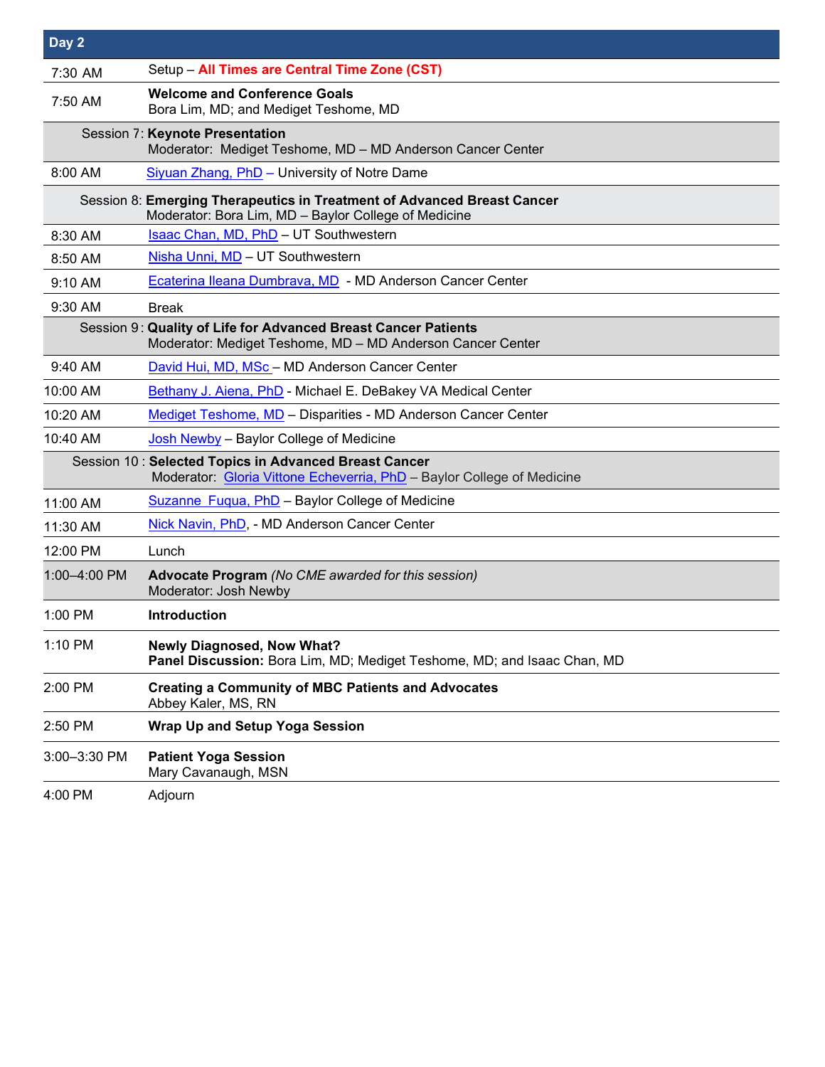| Day 2 | |
| --- | --- |
| 7:30 AM | Setup – **All Times are Central Time Zone (CST)** |
| 7:50 AM | **Welcome and Conference Goals**<br>Bora Lim, MD; and Mediget Teshome, MD |
| Session 7: | **Keynote Presentation**<br>Moderator: Mediget Teshome, MD – MD Anderson Cancer Center |
| 8:00 AM | Siyuan Zhang, PhD – University of Notre Dame |
| Session 8: | **Emerging Therapeutics in Treatment of Advanced Breast Cancer**<br>Moderator: Bora Lim, MD – Baylor College of Medicine |
| 8:30 AM | Isaac Chan, MD, PhD – UT Southwestern |
| 8:50 AM | Nisha Unni, MD – UT Southwestern |
| 9:10 AM | Ecaterina Ileana Dumbrava, MD - MD Anderson Cancer Center |
| 9:30 AM | Break |
| Session 9: | **Quality of Life for Advanced Breast Cancer Patients**<br>Moderator: Mediget Teshome, MD – MD Anderson Cancer Center |
| 9:40 AM | David Hui, MD, MSc – MD Anderson Cancer Center |
| 10:00 AM | Bethany J. Aiena, PhD - Michael E. DeBakey VA Medical Center |
| 10:20 AM | Mediget Teshome, MD – Disparities - MD Anderson Cancer Center |
| 10:40 AM | Josh Newby – Baylor College of Medicine |
| Session 10: | **Selected Topics in Advanced Breast Cancer**<br>Moderator: Gloria Vittone Echeverria, PhD – Baylor College of Medicine |
| 11:00 AM | Suzanne Fuqua, PhD – Baylor College of Medicine |
| 11:30 AM | Nick Navin, PhD, - MD Anderson Cancer Center |
| 12:00 PM | Lunch |
| 1:00–4:00 PM | **Advocate Program** *(No CME awarded for this session)*<br>Moderator: Josh Newby |
| 1:00 PM | **Introduction** |
| 1:10 PM | **Newly Diagnosed, Now What?**<br>**Panel Discussion:** Bora Lim, MD; Mediget Teshome, MD; and Isaac Chan, MD |
| 2:00 PM | **Creating a Community of MBC Patients and Advocates**<br>Abbey Kaler, MS, RN |
| 2:50 PM | **Wrap Up and Setup Yoga Session** |
| 3:00–3:30 PM | **Patient Yoga Session**<br>Mary Cavanaugh, MSN |
| 4:00 PM | Adjourn |